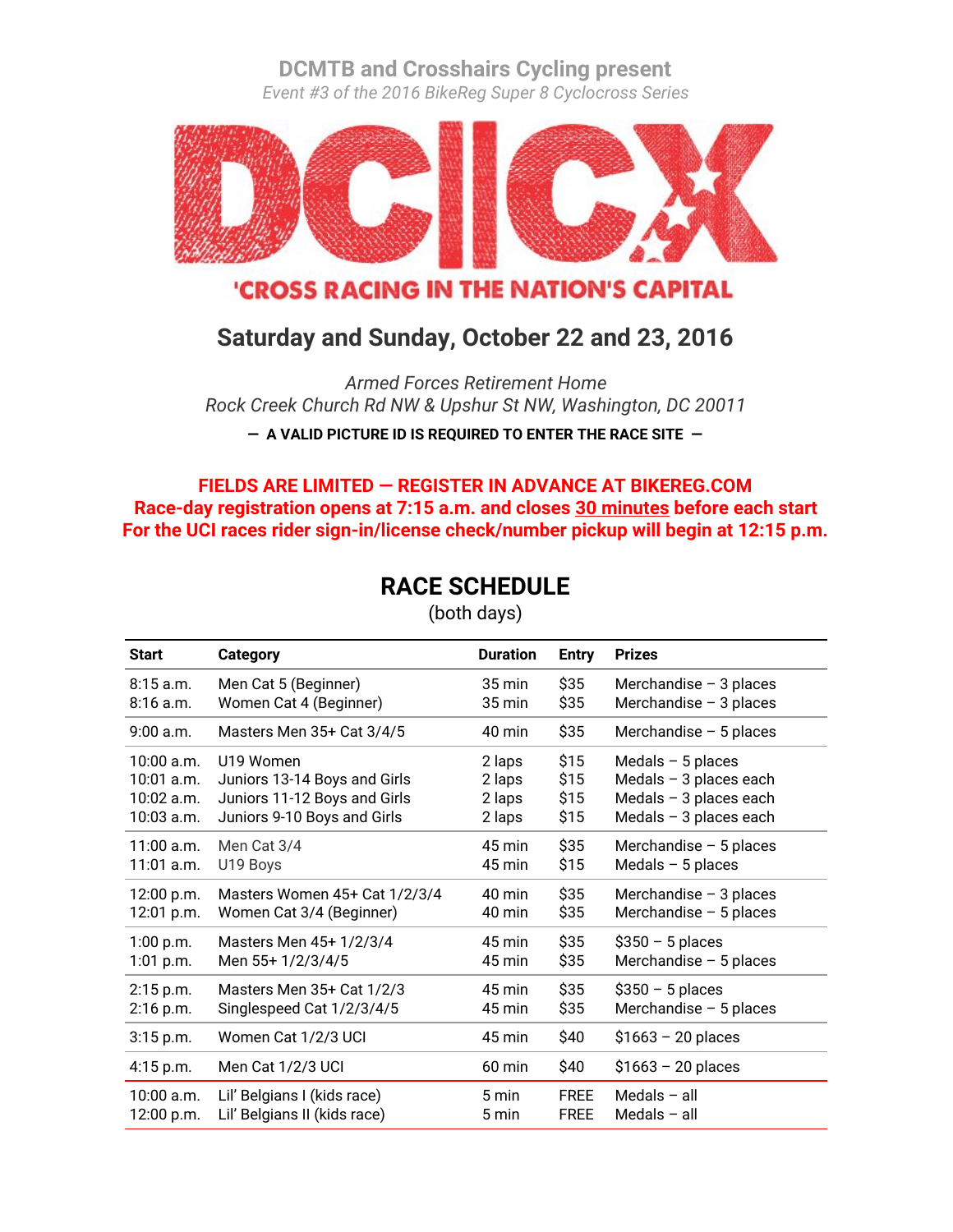**DCMTB and Crosshairs Cycling present**

*Event #3 of the 2016 BikeReg Super 8 Cyclocross Series*

# DCCX

**'CROSS RACING IN THE NATION'S CAPITAL**

## Saturday and Sunday, October 22 and 23, 2016

*Armed Forces Retirement Home*
*Rock Creek Church Rd NW & Upshur St NW, Washington, DC 20011*

**— A VALID PICTURE ID IS REQUIRED TO ENTER THE RACE SITE —**

**FIELDS ARE LIMITED — REGISTER IN ADVANCE AT BIKEREG.COM**
**Race-day registration opens at 7:15 a.m. and closes 30 minutes before each start**
**For the UCI races rider sign-in/license check/number pickup will begin at 12:15 p.m.**

## RACE SCHEDULE

(both days)

| Start | Category | Duration | Entry | Prizes |
|---|---|---|---|---|
| 8:15 a.m. | Men Cat 5 (Beginner) | 35 min | $35 | Merchandise – 3 places |
| 8:16 a.m. | Women Cat 4 (Beginner) | 35 min | $35 | Merchandise – 3 places |
| 9:00 a.m. | Masters Men 35+ Cat 3/4/5 | 40 min | $35 | Merchandise – 5 places |
| 10:00 a.m. | U19 Women | 2 laps | $15 | Medals – 5 places |
| 10:01 a.m. | Juniors 13-14 Boys and Girls | 2 laps | $15 | Medals – 3 places each |
| 10:02 a.m. | Juniors 11-12 Boys and Girls | 2 laps | $15 | Medals – 3 places each |
| 10:03 a.m. | Juniors 9-10 Boys and Girls | 2 laps | $15 | Medals – 3 places each |
| 11:00 a.m. | Men Cat 3/4 | 45 min | $35 | Merchandise – 5 places |
| 11:01 a.m. | U19 Boys | 45 min | $15 | Medals – 5 places |
| 12:00 p.m. | Masters Women 45+ Cat 1/2/3/4 | 40 min | $35 | Merchandise – 3 places |
| 12:01 p.m. | Women Cat 3/4 (Beginner) | 40 min | $35 | Merchandise – 5 places |
| 1:00 p.m. | Masters Men 45+ 1/2/3/4 | 45 min | $35 | $350 – 5 places |
| 1:01 p.m. | Men 55+ 1/2/3/4/5 | 45 min | $35 | Merchandise – 5 places |
| 2:15 p.m. | Masters Men 35+ Cat 1/2/3 | 45 min | $35 | $350 – 5 places |
| 2:16 p.m. | Singlespeed Cat 1/2/3/4/5 | 45 min | $35 | Merchandise – 5 places |
| 3:15 p.m. | Women Cat 1/2/3 UCI | 45 min | $40 | $1663 – 20 places |
| 4:15 p.m. | Men Cat 1/2/3 UCI | 60 min | $40 | $1663 – 20 places |
| 10:00 a.m. | Lil' Belgians I (kids race) | 5 min | FREE | Medals – all |
| 12:00 p.m. | Lil' Belgians II (kids race) | 5 min | FREE | Medals – all |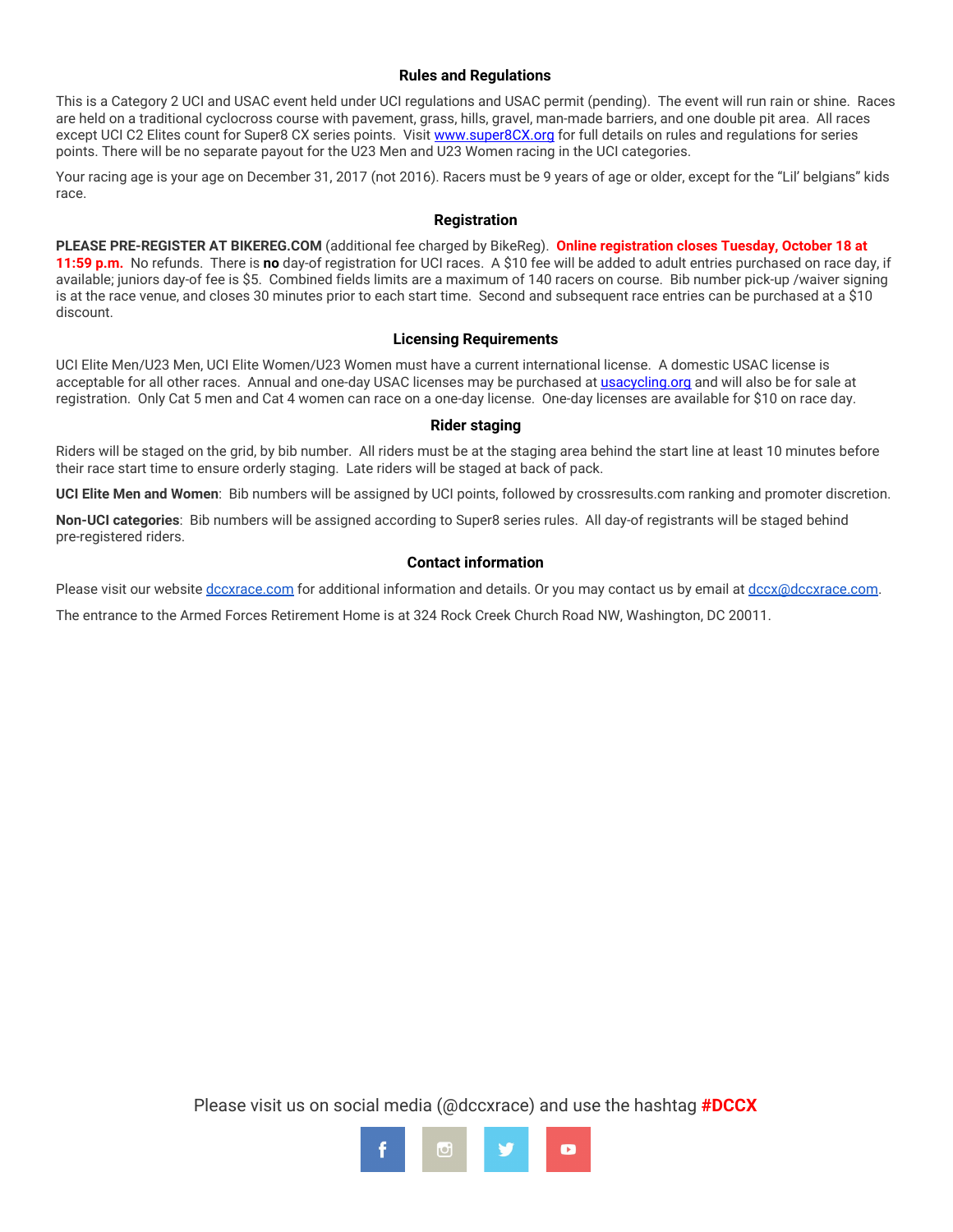## Rules and Regulations

This is a Category 2 UCI and USAC event held under UCI regulations and USAC permit (pending). The event will run rain or shine. Races are held on a traditional cyclocross course with pavement, grass, hills, gravel, man-made barriers, and one double pit area. All races except UCI C2 Elites count for Super8 CX series points. Visit www.super8CX.org for full details on rules and regulations for series points. There will be no separate payout for the U23 Men and U23 Women racing in the UCI categories.

Your racing age is your age on December 31, 2017 (not 2016). Racers must be 9 years of age or older, except for the "Lil' belgians" kids race.

## Registration

**PLEASE PRE-REGISTER AT BIKEREG.COM** (additional fee charged by BikeReg). **Online registration closes Tuesday, October 18 at 11:59 p.m.** No refunds. There is **no** day-of registration for UCI races. A $10 fee will be added to adult entries purchased on race day, if available; juniors day-of fee is $5. Combined fields limits are a maximum of 140 racers on course. Bib number pick-up /waiver signing is at the race venue, and closes 30 minutes prior to each start time. Second and subsequent race entries can be purchased at a $10 discount.

## Licensing Requirements

UCI Elite Men/U23 Men, UCI Elite Women/U23 Women must have a current international license. A domestic USAC license is acceptable for all other races. Annual and one-day USAC licenses may be purchased at usacycling.org and will also be for sale at registration. Only Cat 5 men and Cat 4 women can race on a one-day license. One-day licenses are available for $10 on race day.

## Rider staging

Riders will be staged on the grid, by bib number. All riders must be at the staging area behind the start line at least 10 minutes before their race start time to ensure orderly staging. Late riders will be staged at back of pack.

**UCI Elite Men and Women**: Bib numbers will be assigned by UCI points, followed by crossresults.com ranking and promoter discretion.

**Non-UCI categories**: Bib numbers will be assigned according to Super8 series rules. All day-of registrants will be staged behind pre-registered riders.

## Contact information

Please visit our website dccxrace.com for additional information and details. Or you may contact us by email at dccx@dccxrace.com.

The entrance to the Armed Forces Retirement Home is at 324 Rock Creek Church Road NW, Washington, DC 20011.

Please visit us on social media (@dccxrace) and use the hashtag **#DCCX**